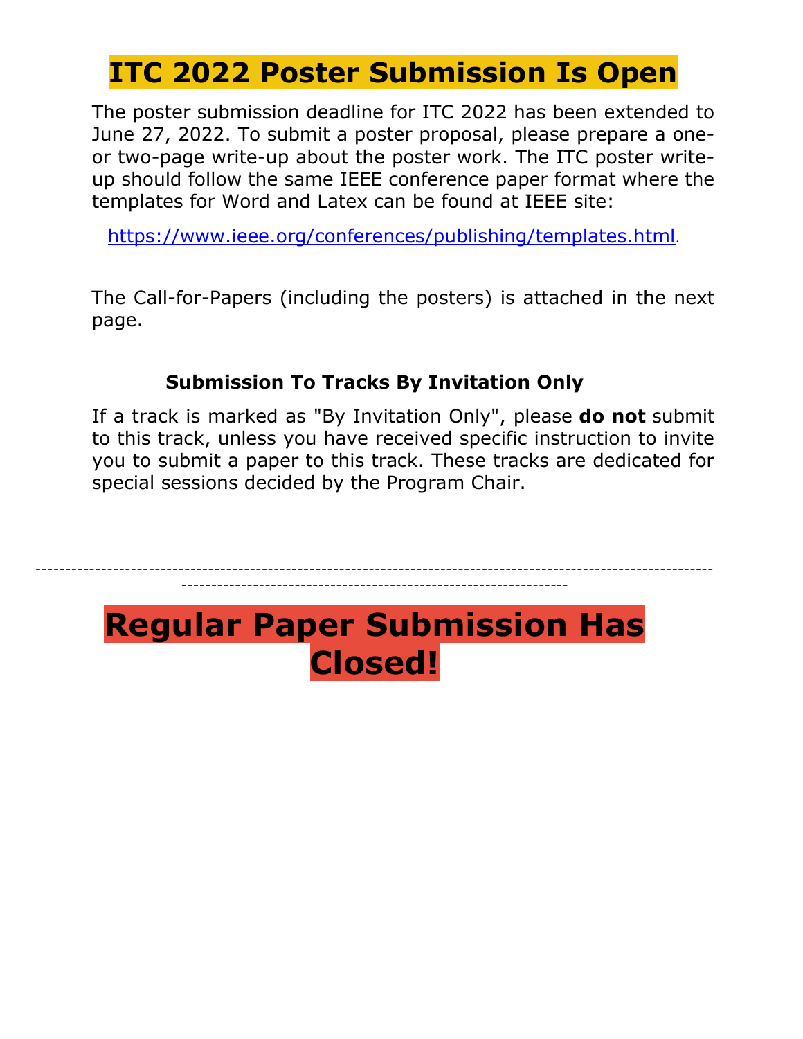# ITC 2022 Poster Submission Is Open

The poster submission deadline for ITC 2022 has been extended to June 27, 2022. To submit a poster proposal, please prepare a one- or two-page write-up about the poster work. The ITC poster write-up should follow the same IEEE conference paper format where the templates for Word and Latex can be found at IEEE site:

https://www.ieee.org/conferences/publishing/templates.html.

The Call-for-Papers (including the posters) is attached in the next page.

### Submission To Tracks By Invitation Only

If a track is marked as "By Invitation Only", please **do not** submit to this track, unless you have received specific instruction to invite you to submit a paper to this track. These tracks are dedicated for special sessions decided by the Program Chair.

---

# Regular Paper Submission Has Closed!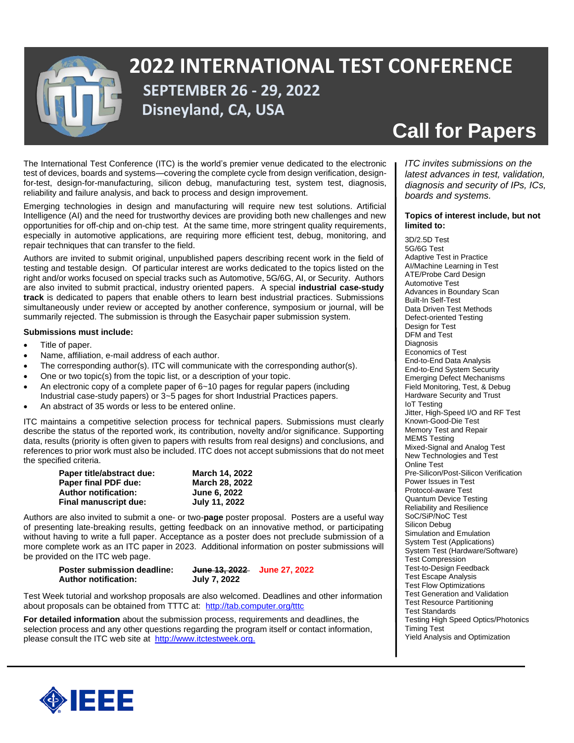# 2022 INTERNATIONAL TEST CONFERENCE

## SEPTEMBER 26 - 29, 2022

## Disneyland, CA, USA

# Call for Papers

The International Test Conference (ITC) is the world's premier venue dedicated to the electronic test of devices, boards and systems—covering the complete cycle from design verification, design-for-test, design-for-manufacturing, silicon debug, manufacturing test, system test, diagnosis, reliability and failure analysis, and back to process and design improvement.

Emerging technologies in design and manufacturing will require new test solutions. Artificial Intelligence (AI) and the need for trustworthy devices are providing both new challenges and new opportunities for off-chip and on-chip test. At the same time, more stringent quality requirements, especially in automotive applications, are requiring more efficient test, debug, monitoring, and repair techniques that can transfer to the field.

Authors are invited to submit original, unpublished papers describing recent work in the field of testing and testable design. Of particular interest are works dedicated to the topics listed on the right and/or works focused on special tracks such as Automotive, 5G/6G, AI, or Security. Authors are also invited to submit practical, industry oriented papers. A special **industrial case-study track** is dedicated to papers that enable others to learn best industrial practices. Submissions simultaneously under review or accepted by another conference, symposium or journal, will be summarily rejected. The submission is through the Easychair paper submission system.

**Submissions must include:**

- Title of paper.
- Name, affiliation, e-mail address of each author.
- The corresponding author(s). ITC will communicate with the corresponding author(s).
- One or two topic(s) from the topic list, or a description of your topic.
- An electronic copy of a complete paper of 6~10 pages for regular papers (including Industrial case-study papers) or 3~5 pages for short Industrial Practices papers.
- An abstract of 35 words or less to be entered online.

ITC maintains a competitive selection process for technical papers. Submissions must clearly describe the status of the reported work, its contribution, novelty and/or significance. Supporting data, results (priority is often given to papers with results from real designs) and conclusions, and references to prior work must also be included. ITC does not accept submissions that do not meet the specified criteria.

| | |
|---|---|
| **Paper title/abstract due:** | **March 14, 2022** |
| **Paper final PDF due:** | **March 28, 2022** |
| **Author notification:** | **June 6, 2022** |
| **Final manuscript due:** | **July 11, 2022** |

Authors are also invited to submit a one- or two-**page** poster proposal. Posters are a useful way of presenting late-breaking results, getting feedback on an innovative method, or participating without having to write a full paper. Acceptance as a poster does not preclude submission of a more complete work as an ITC paper in 2023. Additional information on poster submissions will be provided on the ITC web page.

| | |
|---|---|
| **Poster submission deadline:** | ~~**June 13, 2022**~~ **June 27, 2022** |
| **Author notification:** | **July 7, 2022** |

Test Week tutorial and workshop proposals are also welcomed. Deadlines and other information about proposals can be obtained from TTTC at: http://tab.computer.org/tttc

**For detailed information** about the submission process, requirements and deadlines, the selection process and any other questions regarding the program itself or contact information, please consult the ITC web site at http://www.itctestweek.org.

*ITC invites submissions on the latest advances in test, validation, diagnosis and security of IPs, ICs, boards and systems.*

**Topics of interest include, but not limited to:**

3D/2.5D Test
5G/6G Test
Adaptive Test in Practice
AI/Machine Learning in Test
ATE/Probe Card Design
Automotive Test
Advances in Boundary Scan
Built-In Self-Test
Data Driven Test Methods
Defect-oriented Testing
Design for Test
DFM and Test
Diagnosis
Economics of Test
End-to-End Data Analysis
End-to-End System Security
Emerging Defect Mechanisms
Field Monitoring, Test, & Debug
Hardware Security and Trust
IoT Testing
Jitter, High-Speed I/O and RF Test
Known-Good-Die Test
Memory Test and Repair
MEMS Testing
Mixed-Signal and Analog Test
New Technologies and Test
Online Test
Pre-Silicon/Post-Silicon Verification
Power Issues in Test
Protocol-aware Test
Quantum Device Testing
Reliability and Resilience
SoC/SiP/NoC Test
Silicon Debug
Simulation and Emulation
System Test (Applications)
System Test (Hardware/Software)
Test Compression
Test-to-Design Feedback
Test Escape Analysis
Test Flow Optimizations
Test Generation and Validation
Test Resource Partitioning
Test Standards
Testing High Speed Optics/Photonics
Timing Test
Yield Analysis and Optimization

IEEE